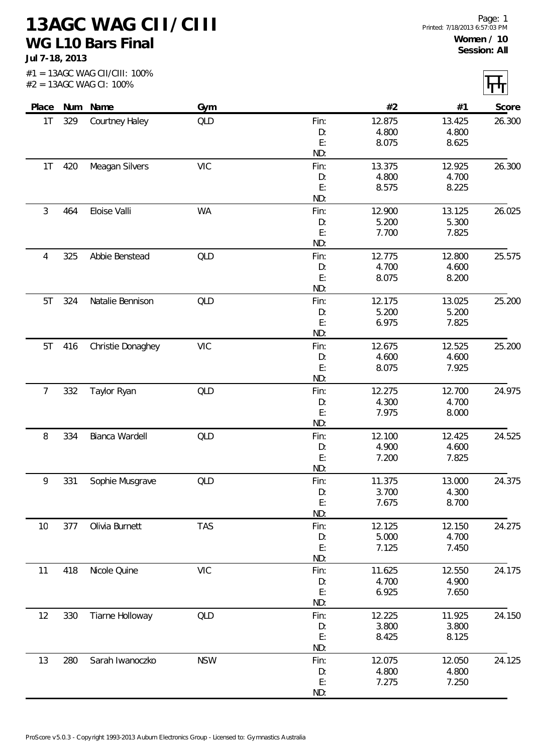# 13AGC WAG CII/CIII

## WG L10 Bars Final

**Jul 7-18, 2013**

#1 = 13AGC WAG CII/CIII: 100%
#2 = 13AGC WAG CI: 100%

**Women / 10**
**Session: All**

| Place | Num | Name | Gym | | #2 | #1 | Score |
|---|---|---|---|---|---|---|---|
| 1T | 329 | Courtney Haley | QLD | Fin: | 12.875 | 13.425 | 26.300 |
| | | | | D: | 4.800 | 4.800 | |
| | | | | E: | 8.075 | 8.625 | |
| | | | | ND: | | | |
| 1T | 420 | Meagan Silvers | VIC | Fin: | 13.375 | 12.925 | 26.300 |
| | | | | D: | 4.800 | 4.700 | |
| | | | | E: | 8.575 | 8.225 | |
| | | | | ND: | | | |
| 3 | 464 | Eloise Valli | WA | Fin: | 12.900 | 13.125 | 26.025 |
| | | | | D: | 5.200 | 5.300 | |
| | | | | E: | 7.700 | 7.825 | |
| | | | | ND: | | | |
| 4 | 325 | Abbie Benstead | QLD | Fin: | 12.775 | 12.800 | 25.575 |
| | | | | D: | 4.700 | 4.600 | |
| | | | | E: | 8.075 | 8.200 | |
| | | | | ND: | | | |
| 5T | 324 | Natalie Bennison | QLD | Fin: | 12.175 | 13.025 | 25.200 |
| | | | | D: | 5.200 | 5.200 | |
| | | | | E: | 6.975 | 7.825 | |
| | | | | ND: | | | |
| 5T | 416 | Christie Donaghey | VIC | Fin: | 12.675 | 12.525 | 25.200 |
| | | | | D: | 4.600 | 4.600 | |
| | | | | E: | 8.075 | 7.925 | |
| | | | | ND: | | | |
| 7 | 332 | Taylor Ryan | QLD | Fin: | 12.275 | 12.700 | 24.975 |
| | | | | D: | 4.300 | 4.700 | |
| | | | | E: | 7.975 | 8.000 | |
| | | | | ND: | | | |
| 8 | 334 | Bianca Wardell | QLD | Fin: | 12.100 | 12.425 | 24.525 |
| | | | | D: | 4.900 | 4.600 | |
| | | | | E: | 7.200 | 7.825 | |
| | | | | ND: | | | |
| 9 | 331 | Sophie Musgrave | QLD | Fin: | 11.375 | 13.000 | 24.375 |
| | | | | D: | 3.700 | 4.300 | |
| | | | | E: | 7.675 | 8.700 | |
| | | | | ND: | | | |
| 10 | 377 | Olivia Burnett | TAS | Fin: | 12.125 | 12.150 | 24.275 |
| | | | | D: | 5.000 | 4.700 | |
| | | | | E: | 7.125 | 7.450 | |
| | | | | ND: | | | |
| 11 | 418 | Nicole Quine | VIC | Fin: | 11.625 | 12.550 | 24.175 |
| | | | | D: | 4.700 | 4.900 | |
| | | | | E: | 6.925 | 7.650 | |
| | | | | ND: | | | |
| 12 | 330 | Tiarne Holloway | QLD | Fin: | 12.225 | 11.925 | 24.150 |
| | | | | D: | 3.800 | 3.800 | |
| | | | | E: | 8.425 | 8.125 | |
| | | | | ND: | | | |
| 13 | 280 | Sarah Iwanoczko | NSW | Fin: | 12.075 | 12.050 | 24.125 |
| | | | | D: | 4.800 | 4.800 | |
| | | | | E: | 7.275 | 7.250 | |
| | | | | ND: | | | |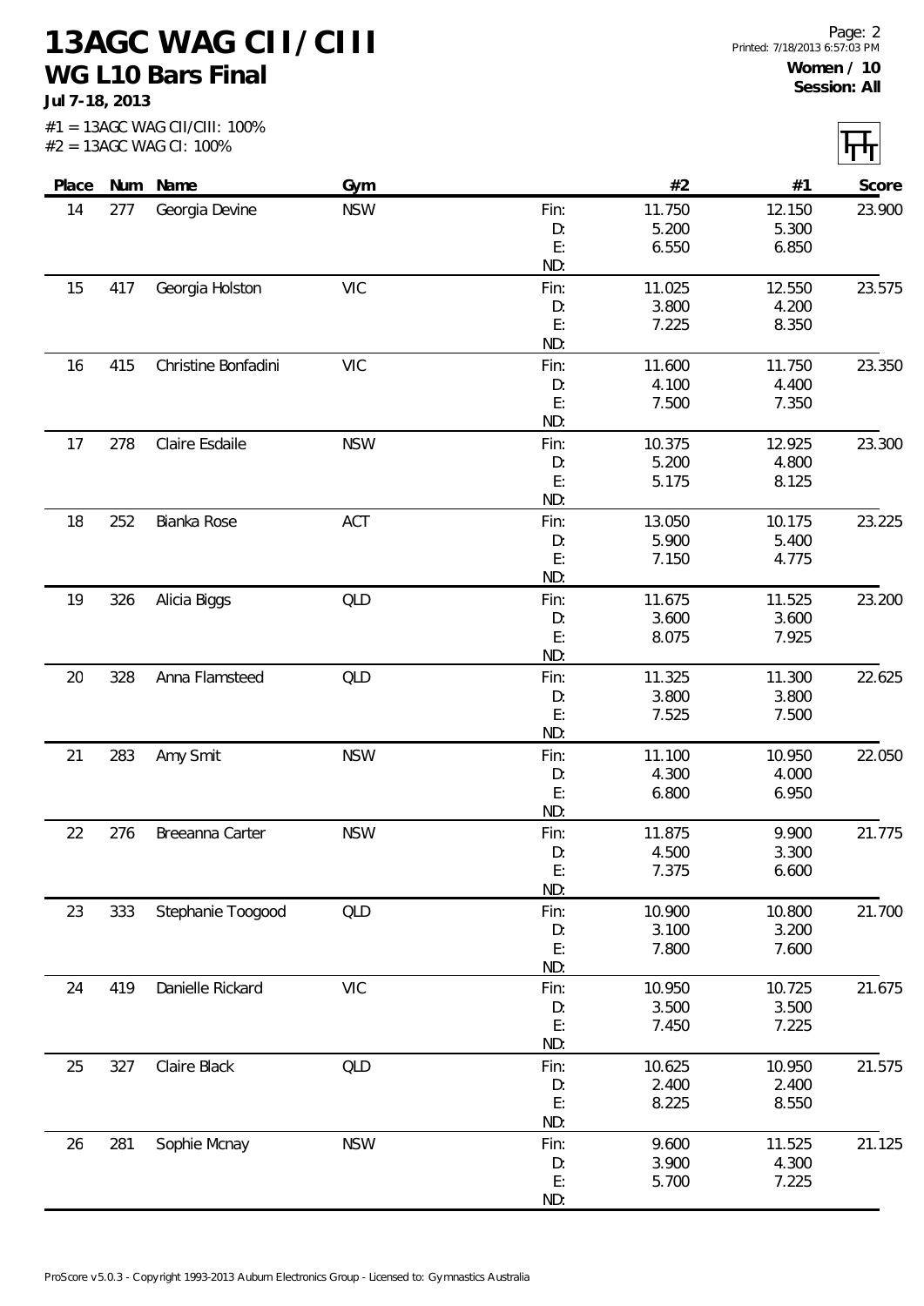# 13AGC WAG CII/CIII

## WG L10 Bars Final

**Jul 7-18, 2013**

Women / 10
Session: All

#1 = 13AGC WAG CII/CIII: 100%
#2 = 13AGC WAG CI: 100%

| Place | Num | Name | Gym | | #2 | #1 | Score |
|---|---|---|---|---|---|---|---|
| 14 | 277 | Georgia Devine | NSW | Fin: | 11.750 | 12.150 | 23.900 |
| | | | | D: | 5.200 | 5.300 | |
| | | | | E: | 6.550 | 6.850 | |
| | | | | ND: | | | |
| 15 | 417 | Georgia Holston | VIC | Fin: | 11.025 | 12.550 | 23.575 |
| | | | | D: | 3.800 | 4.200 | |
| | | | | E: | 7.225 | 8.350 | |
| | | | | ND: | | | |
| 16 | 415 | Christine Bonfadini | VIC | Fin: | 11.600 | 11.750 | 23.350 |
| | | | | D: | 4.100 | 4.400 | |
| | | | | E: | 7.500 | 7.350 | |
| | | | | ND: | | | |
| 17 | 278 | Claire Esdaile | NSW | Fin: | 10.375 | 12.925 | 23.300 |
| | | | | D: | 5.200 | 4.800 | |
| | | | | E: | 5.175 | 8.125 | |
| | | | | ND: | | | |
| 18 | 252 | Bianka Rose | ACT | Fin: | 13.050 | 10.175 | 23.225 |
| | | | | D: | 5.900 | 5.400 | |
| | | | | E: | 7.150 | 4.775 | |
| | | | | ND: | | | |
| 19 | 326 | Alicia Biggs | QLD | Fin: | 11.675 | 11.525 | 23.200 |
| | | | | D: | 3.600 | 3.600 | |
| | | | | E: | 8.075 | 7.925 | |
| | | | | ND: | | | |
| 20 | 328 | Anna Flamsteed | QLD | Fin: | 11.325 | 11.300 | 22.625 |
| | | | | D: | 3.800 | 3.800 | |
| | | | | E: | 7.525 | 7.500 | |
| | | | | ND: | | | |
| 21 | 283 | Amy Smit | NSW | Fin: | 11.100 | 10.950 | 22.050 |
| | | | | D: | 4.300 | 4.000 | |
| | | | | E: | 6.800 | 6.950 | |
| | | | | ND: | | | |
| 22 | 276 | Breeanna Carter | NSW | Fin: | 11.875 | 9.900 | 21.775 |
| | | | | D: | 4.500 | 3.300 | |
| | | | | E: | 7.375 | 6.600 | |
| | | | | ND: | | | |
| 23 | 333 | Stephanie Toogood | QLD | Fin: | 10.900 | 10.800 | 21.700 |
| | | | | D: | 3.100 | 3.200 | |
| | | | | E: | 7.800 | 7.600 | |
| | | | | ND: | | | |
| 24 | 419 | Danielle Rickard | VIC | Fin: | 10.950 | 10.725 | 21.675 |
| | | | | D: | 3.500 | 3.500 | |
| | | | | E: | 7.450 | 7.225 | |
| | | | | ND: | | | |
| 25 | 327 | Claire Black | QLD | Fin: | 10.625 | 10.950 | 21.575 |
| | | | | D: | 2.400 | 2.400 | |
| | | | | E: | 8.225 | 8.550 | |
| | | | | ND: | | | |
| 26 | 281 | Sophie Mcnay | NSW | Fin: | 9.600 | 11.525 | 21.125 |
| | | | | D: | 3.900 | 4.300 | |
| | | | | E: | 5.700 | 7.225 | |
| | | | | ND: | | | |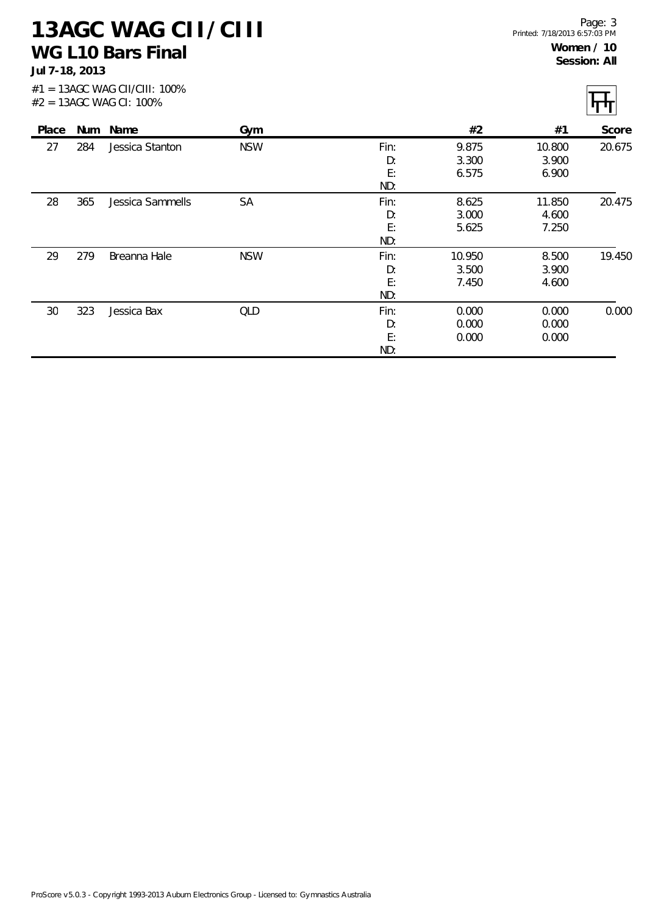# 13AGC WAG CII/CIII

## WG L10 Bars Final

**Jul 7-18, 2013**

**Women / 10**
**Session: All**

#1 = 13AGC WAG CII/CIII: 100%
#2 = 13AGC WAG CI: 100%

| Place | Num | Name | Gym | | #2 | #1 | Score |
|---|---|---|---|---|---|---|---|
| 27 | 284 | Jessica Stanton | NSW | Fin: | 9.875 | 10.800 | 20.675 |
| | | | | D: | 3.300 | 3.900 | |
| | | | | E: | 6.575 | 6.900 | |
| | | | | ND: | | | |
| 28 | 365 | Jessica Sammells | SA | Fin: | 8.625 | 11.850 | 20.475 |
| | | | | D: | 3.000 | 4.600 | |
| | | | | E: | 5.625 | 7.250 | |
| | | | | ND: | | | |
| 29 | 279 | Breanna Hale | NSW | Fin: | 10.950 | 8.500 | 19.450 |
| | | | | D: | 3.500 | 3.900 | |
| | | | | E: | 7.450 | 4.600 | |
| | | | | ND: | | | |
| 30 | 323 | Jessica Bax | QLD | Fin: | 0.000 | 0.000 | 0.000 |
| | | | | D: | 0.000 | 0.000 | |
| | | | | E: | 0.000 | 0.000 | |
| | | | | ND: | | | |

ProScore v5.0.3 - Copyright 1993-2013 Auburn Electronics Group - Licensed to: Gymnastics Australia